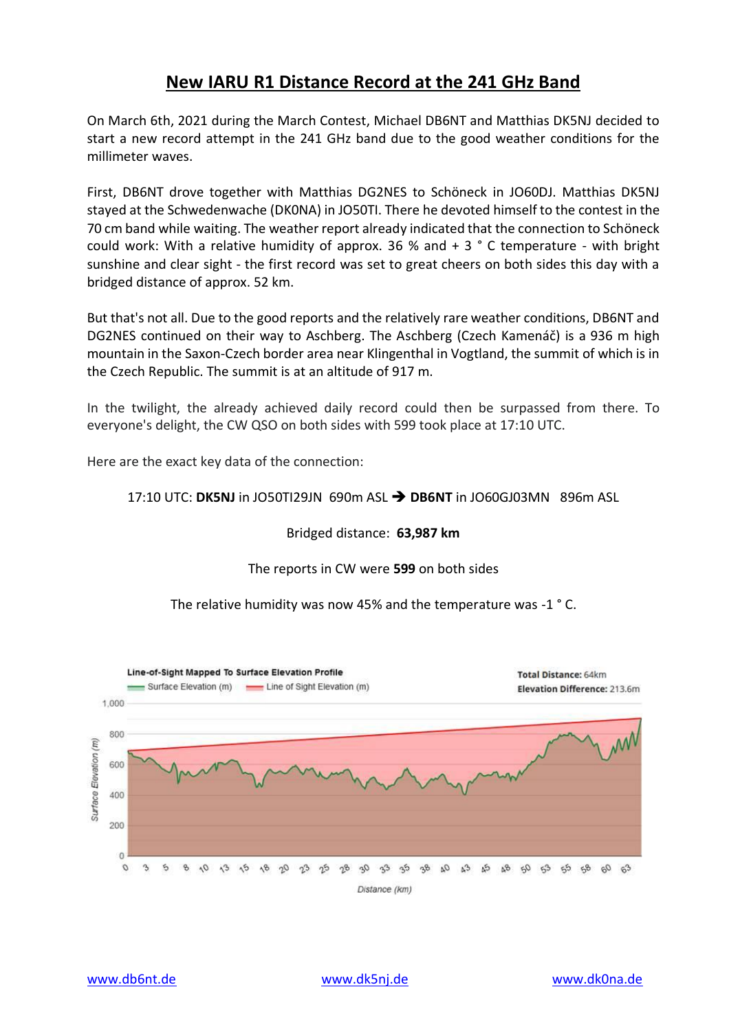# New IARU R1 Distance Record at the 241 GHz Band

On March 6th, 2021 during the March Contest, Michael DB6NT and Matthias DK5NJ decided to start a new record attempt in the 241 GHz band due to the good weather conditions for the millimeter waves.

First, DB6NT drove together with Matthias DG2NES to Schöneck in JO60DJ. Matthias DK5NJ stayed at the Schwedenwache (DK0NA) in JO50TI. There he devoted himself to the contest in the 70 cm band while waiting. The weather report already indicated that the connection to Schöneck could work: With a relative humidity of approx. 36 % and + 3 ° C temperature - with bright sunshine and clear sight - the first record was set to great cheers on both sides this day with a bridged distance of approx. 52 km.

But that's not all. Due to the good reports and the relatively rare weather conditions, DB6NT and DG2NES continued on their way to Aschberg. The Aschberg (Czech Kamenáč) is a 936 m high mountain in the Saxon-Czech border area near Klingenthal in Vogtland, the summit of which is in the Czech Republic. The summit is at an altitude of 917 m.

In the twilight, the already achieved daily record could then be surpassed from there. To everyone's delight, the CW QSO on both sides with 599 took place at 17:10 UTC.

Here are the exact key data of the connection:

17:10 UTC: **DK5NJ** in JO50TI29JN 690m ASL ➔ **DB6NT** in JO60GJ03MN 896m ASL

Bridged distance: **63,987 km**

The reports in CW were **599** on both sides

The relative humidity was now 45% and the temperature was -1 ° C.

**Line-of-Sight Mapped To Surface Elevation Profile** — Surface Elevation (m), Line of Sight Elevation (m)

**Total Distance:** 64km
**Elevation Difference:** 213.6m

[www.db6nt.de](http://www.db6nt.de) [www.dk5nj.de](http://www.dk5nj.de) [www.dk0na.de](http://www.dk0na.de)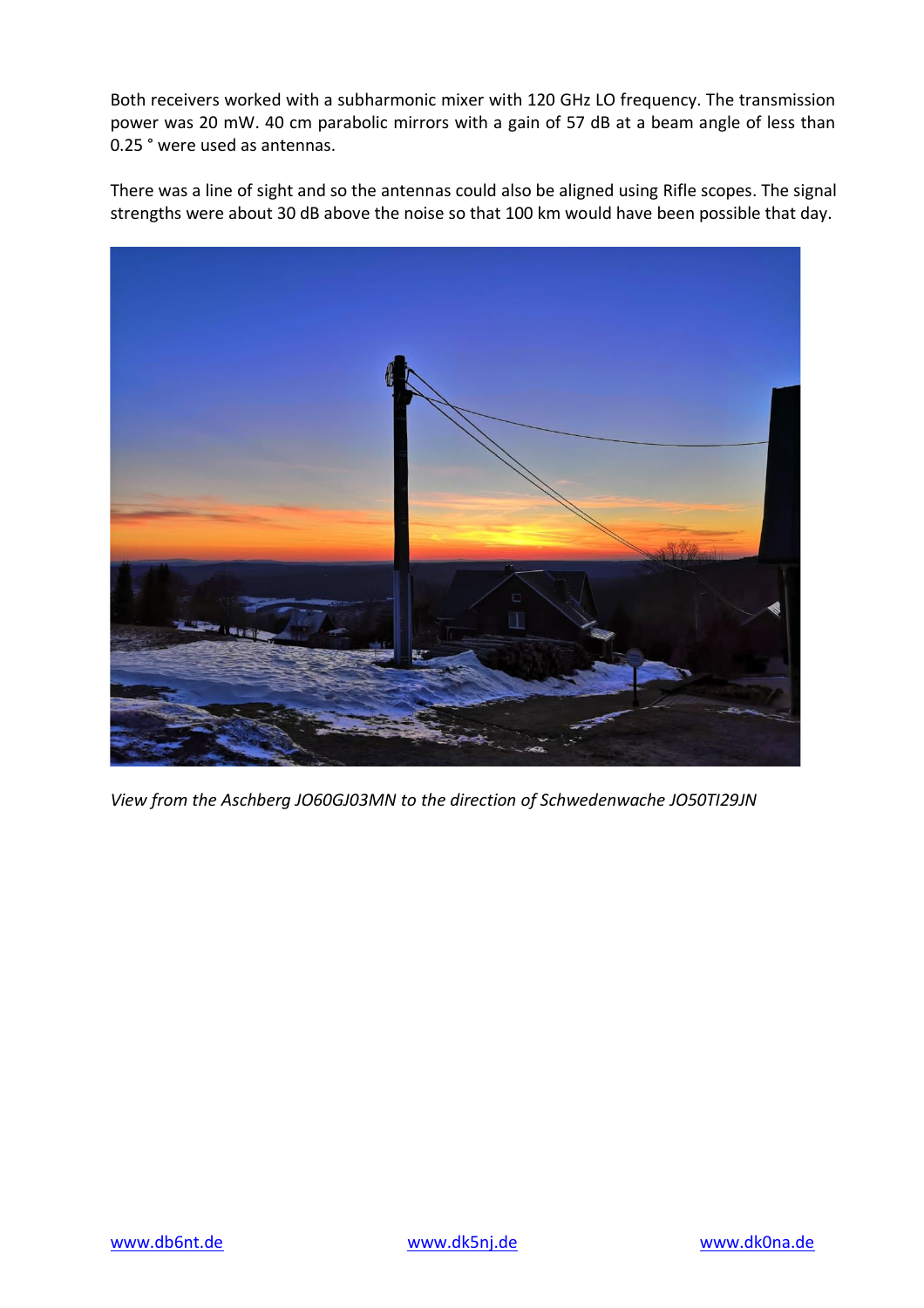Both receivers worked with a subharmonic mixer with 120 GHz LO frequency. The transmission power was 20 mW. 40 cm parabolic mirrors with a gain of 57 dB at a beam angle of less than 0.25 ° were used as antennas.

There was a line of sight and so the antennas could also be aligned using Rifle scopes. The signal strengths were about 30 dB above the noise so that 100 km would have been possible that day.

*View from the Aschberg JO60GJ03MN to the direction of Schwedenwache JO50TI29JN*

[www.db6nt.de](http://www.db6nt.de) [www.dk5nj.de](http://www.dk5nj.de) [www.dk0na.de](http://www.dk0na.de)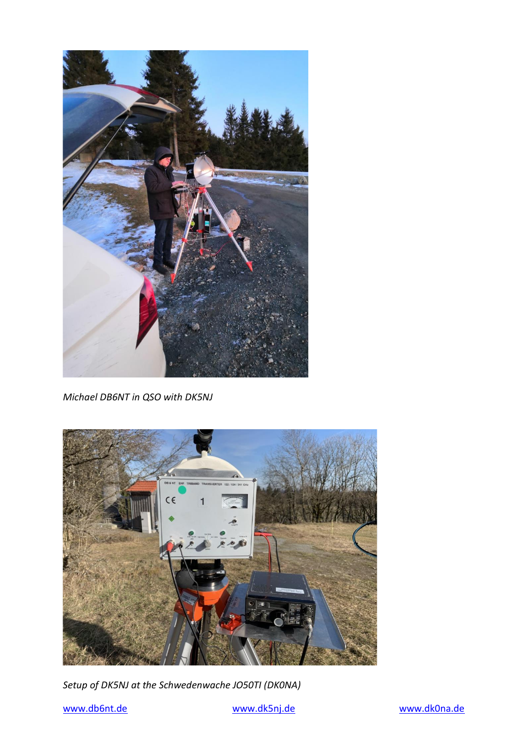*Michael DB6NT in QSO with DK5NJ*

*Setup of DK5NJ at the Schwedenwache JO50TI (DK0NA)*

www.db6nt.de www.dk5nj.de www.dk0na.de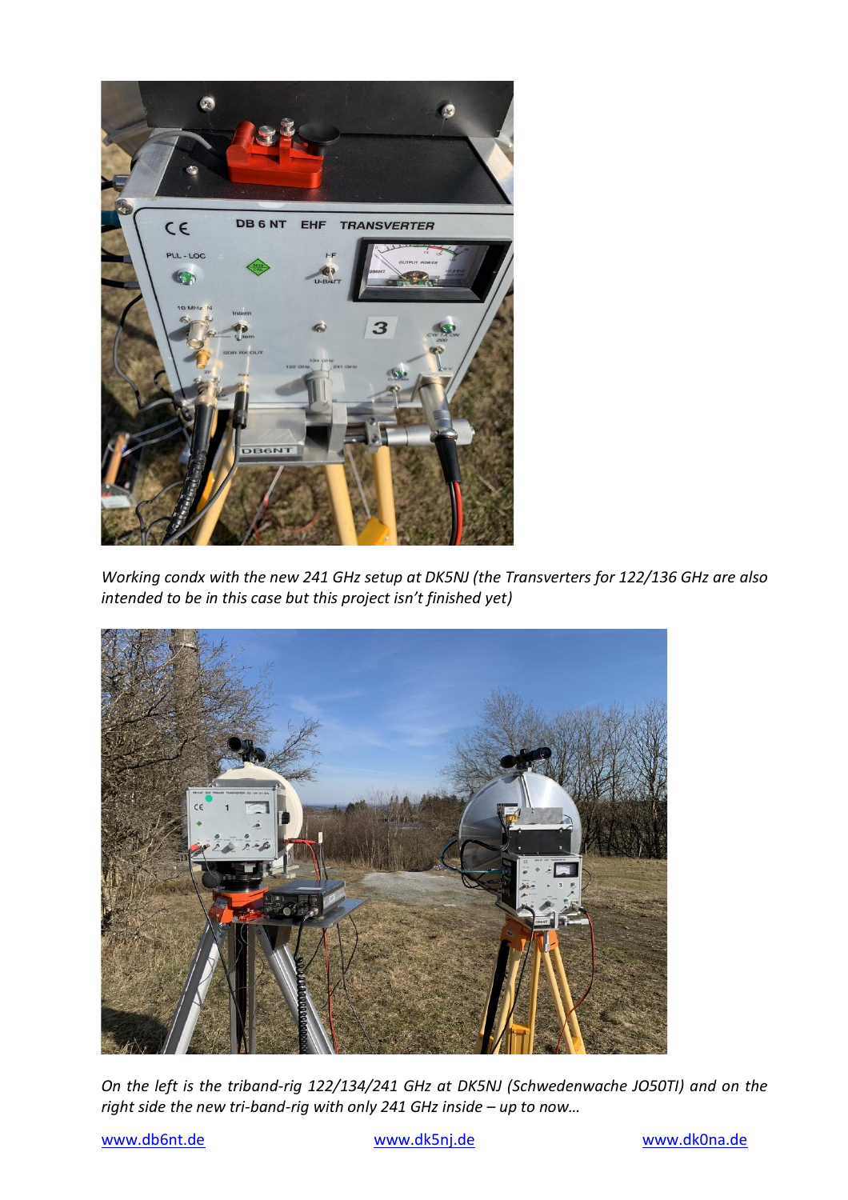*Working condx with the new 241 GHz setup at DK5NJ (the Transverters for 122/136 GHz are also intended to be in this case but this project isn't finished yet)*

*On the left is the triband-rig 122/134/241 GHz at DK5NJ (Schwedenwache JO50TI) and on the right side the new tri-band-rig with only 241 GHz inside – up to now…*

www.db6nt.de www.dk5nj.de www.dk0na.de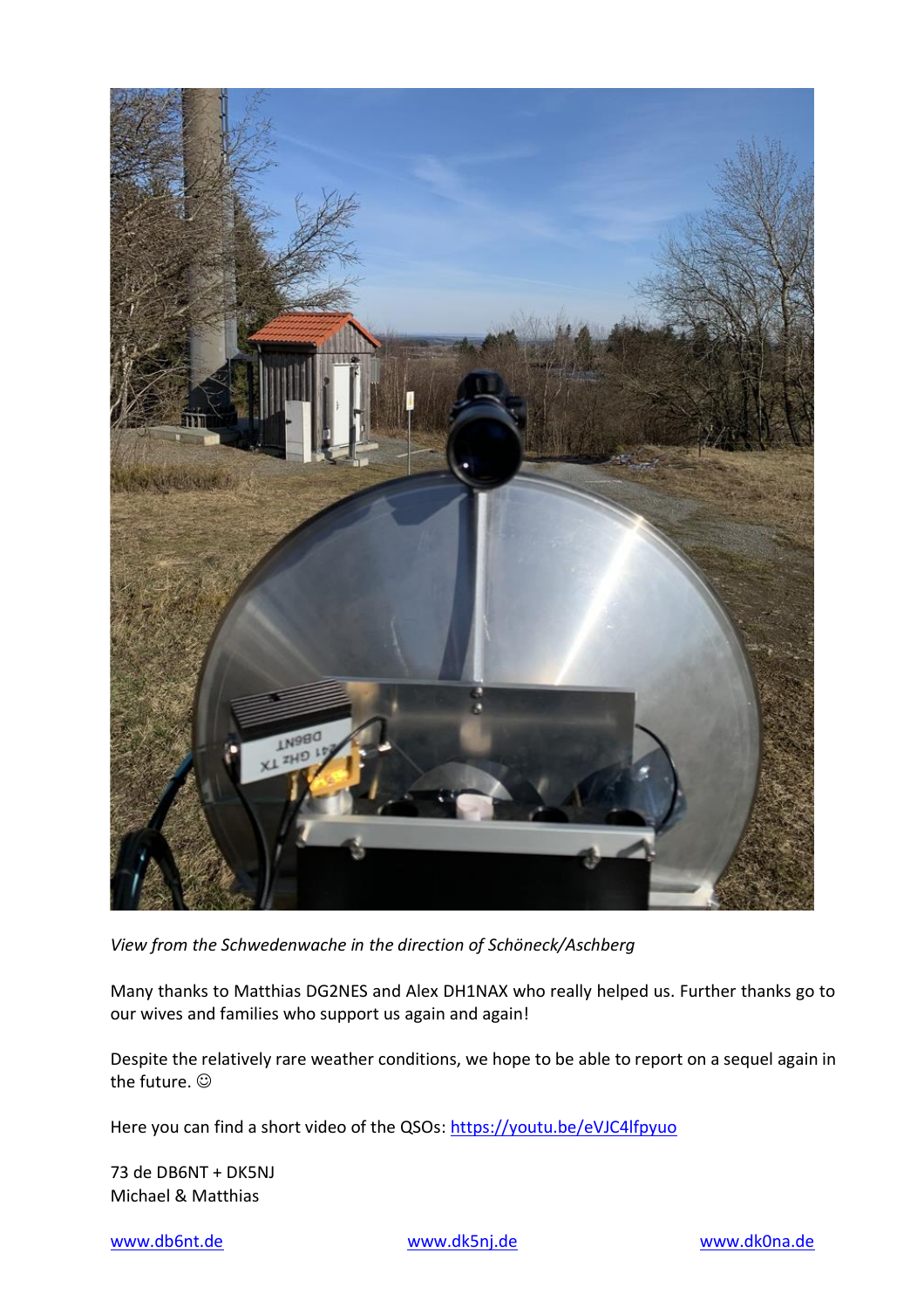*View from the Schwedenwache in the direction of Schöneck/Aschberg*

Many thanks to Matthias DG2NES and Alex DH1NAX who really helped us. Further thanks go to our wives and families who support us again and again!

Despite the relatively rare weather conditions, we hope to be able to report on a sequel again in the future. ☺

Here you can find a short video of the QSOs: https://youtu.be/eVJC4lfpyuo

73 de DB6NT + DK5NJ
Michael & Matthias

www.db6nt.de www.dk5nj.de www.dk0na.de